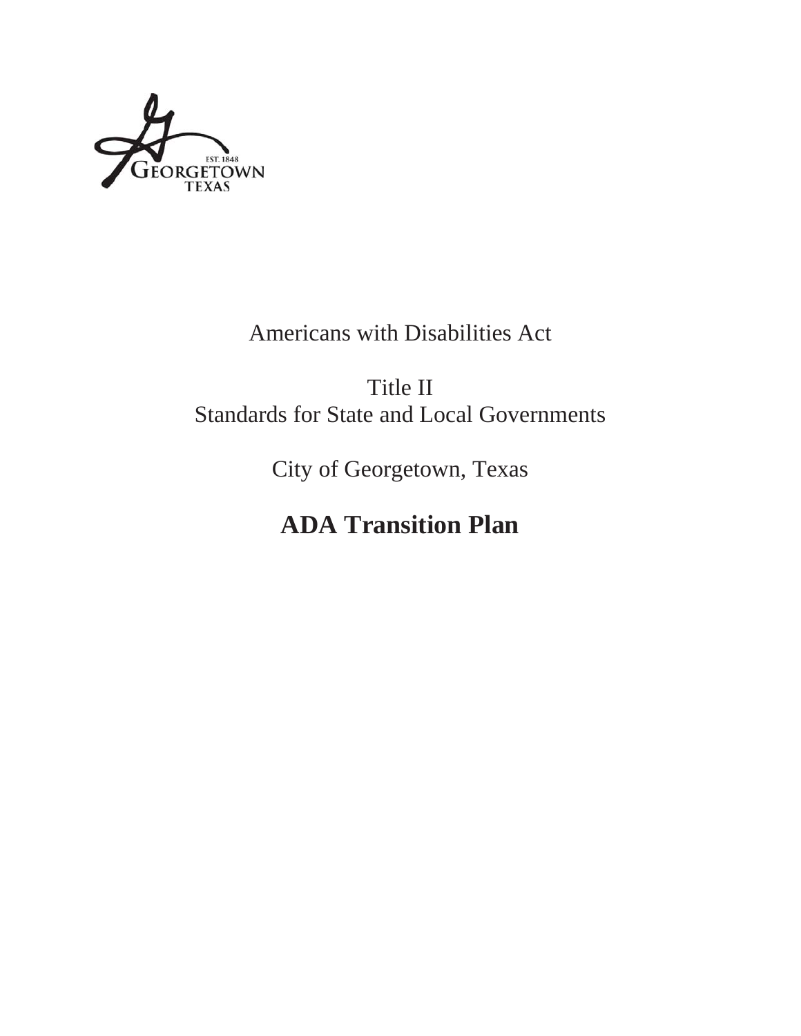Americans with Disabilities Act

Title II
Standards for State and Local Governments

City of Georgetown, Texas

# ADA Transition Plan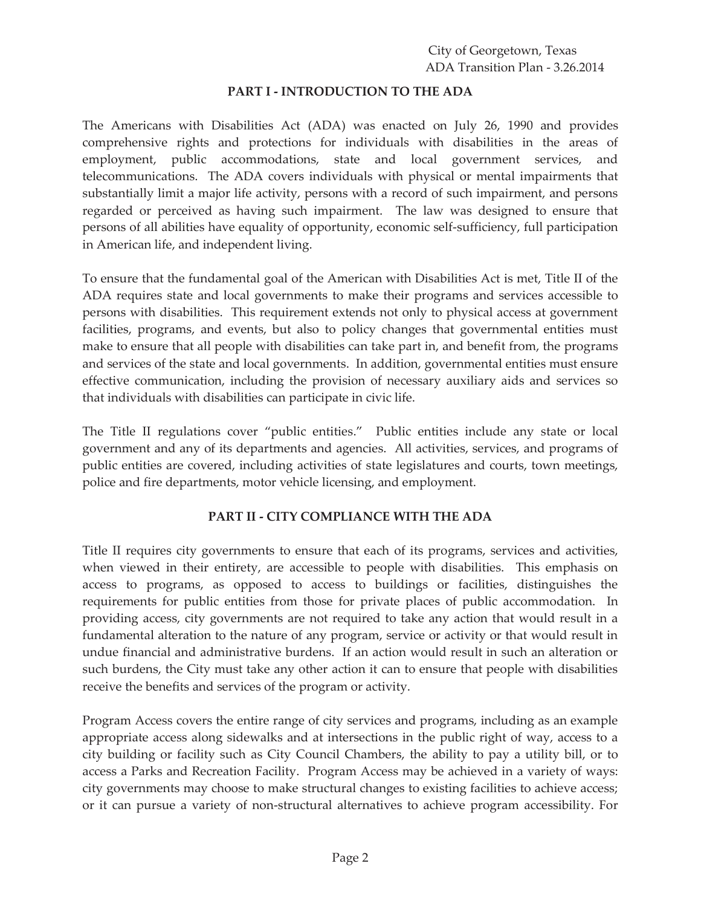## PART I - INTRODUCTION TO THE ADA

The Americans with Disabilities Act (ADA) was enacted on July 26, 1990 and provides comprehensive rights and protections for individuals with disabilities in the areas of employment, public accommodations, state and local government services, and telecommunications. The ADA covers individuals with physical or mental impairments that substantially limit a major life activity, persons with a record of such impairment, and persons regarded or perceived as having such impairment. The law was designed to ensure that persons of all abilities have equality of opportunity, economic self-sufficiency, full participation in American life, and independent living.

To ensure that the fundamental goal of the American with Disabilities Act is met, Title II of the ADA requires state and local governments to make their programs and services accessible to persons with disabilities. This requirement extends not only to physical access at government facilities, programs, and events, but also to policy changes that governmental entities must make to ensure that all people with disabilities can take part in, and benefit from, the programs and services of the state and local governments. In addition, governmental entities must ensure effective communication, including the provision of necessary auxiliary aids and services so that individuals with disabilities can participate in civic life.

The Title II regulations cover "public entities." Public entities include any state or local government and any of its departments and agencies. All activities, services, and programs of public entities are covered, including activities of state legislatures and courts, town meetings, police and fire departments, motor vehicle licensing, and employment.

## PART II - CITY COMPLIANCE WITH THE ADA

Title II requires city governments to ensure that each of its programs, services and activities, when viewed in their entirety, are accessible to people with disabilities. This emphasis on access to programs, as opposed to access to buildings or facilities, distinguishes the requirements for public entities from those for private places of public accommodation. In providing access, city governments are not required to take any action that would result in a fundamental alteration to the nature of any program, service or activity or that would result in undue financial and administrative burdens. If an action would result in such an alteration or such burdens, the City must take any other action it can to ensure that people with disabilities receive the benefits and services of the program or activity.

Program Access covers the entire range of city services and programs, including as an example appropriate access along sidewalks and at intersections in the public right of way, access to a city building or facility such as City Council Chambers, the ability to pay a utility bill, or to access a Parks and Recreation Facility. Program Access may be achieved in a variety of ways: city governments may choose to make structural changes to existing facilities to achieve access; or it can pursue a variety of non-structural alternatives to achieve program accessibility. For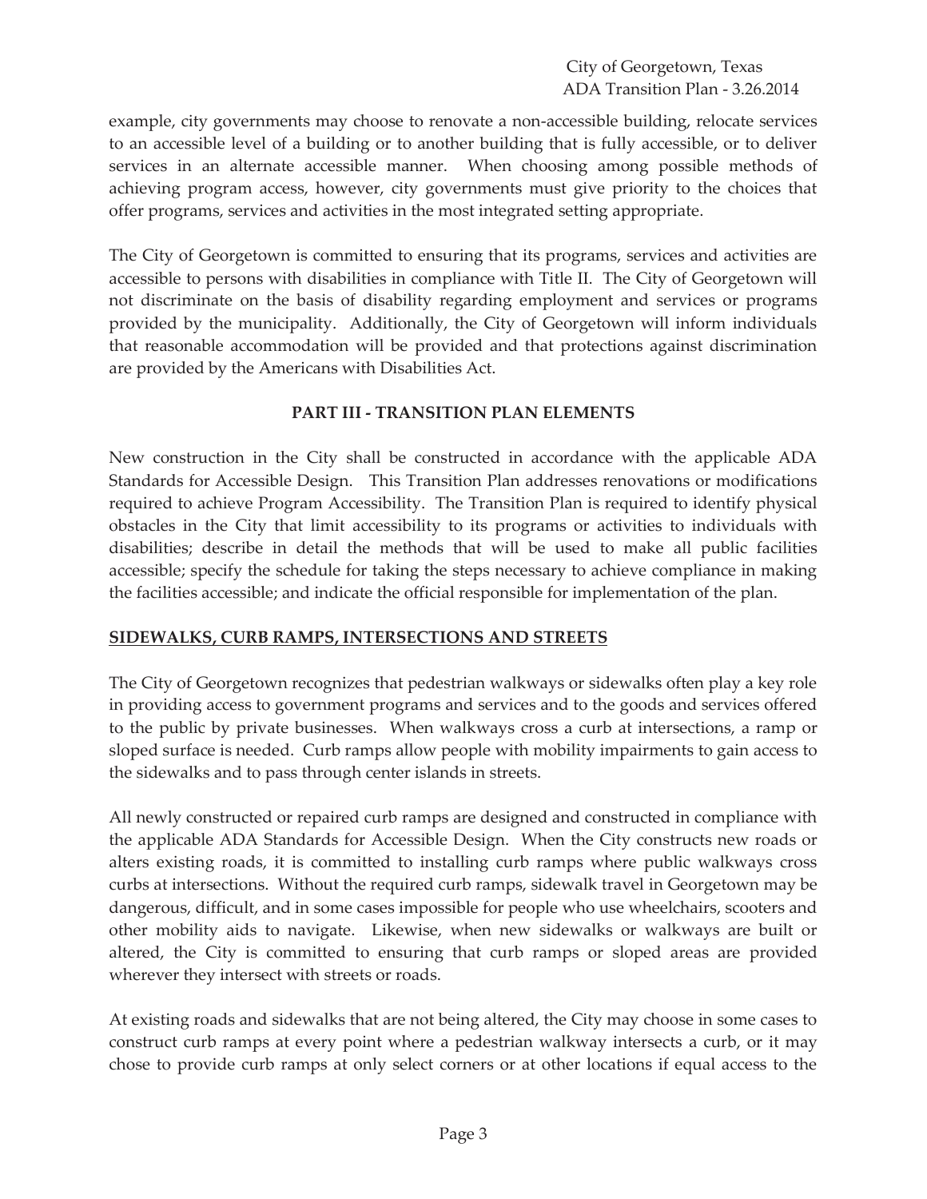example, city governments may choose to renovate a non-accessible building, relocate services to an accessible level of a building or to another building that is fully accessible, or to deliver services in an alternate accessible manner. When choosing among possible methods of achieving program access, however, city governments must give priority to the choices that offer programs, services and activities in the most integrated setting appropriate.

The City of Georgetown is committed to ensuring that its programs, services and activities are accessible to persons with disabilities in compliance with Title II. The City of Georgetown will not discriminate on the basis of disability regarding employment and services or programs provided by the municipality. Additionally, the City of Georgetown will inform individuals that reasonable accommodation will be provided and that protections against discrimination are provided by the Americans with Disabilities Act.

## PART III - TRANSITION PLAN ELEMENTS

New construction in the City shall be constructed in accordance with the applicable ADA Standards for Accessible Design. This Transition Plan addresses renovations or modifications required to achieve Program Accessibility. The Transition Plan is required to identify physical obstacles in the City that limit accessibility to its programs or activities to individuals with disabilities; describe in detail the methods that will be used to make all public facilities accessible; specify the schedule for taking the steps necessary to achieve compliance in making the facilities accessible; and indicate the official responsible for implementation of the plan.

### SIDEWALKS, CURB RAMPS, INTERSECTIONS AND STREETS

The City of Georgetown recognizes that pedestrian walkways or sidewalks often play a key role in providing access to government programs and services and to the goods and services offered to the public by private businesses. When walkways cross a curb at intersections, a ramp or sloped surface is needed. Curb ramps allow people with mobility impairments to gain access to the sidewalks and to pass through center islands in streets.

All newly constructed or repaired curb ramps are designed and constructed in compliance with the applicable ADA Standards for Accessible Design. When the City constructs new roads or alters existing roads, it is committed to installing curb ramps where public walkways cross curbs at intersections. Without the required curb ramps, sidewalk travel in Georgetown may be dangerous, difficult, and in some cases impossible for people who use wheelchairs, scooters and other mobility aids to navigate. Likewise, when new sidewalks or walkways are built or altered, the City is committed to ensuring that curb ramps or sloped areas are provided wherever they intersect with streets or roads.

At existing roads and sidewalks that are not being altered, the City may choose in some cases to construct curb ramps at every point where a pedestrian walkway intersects a curb, or it may chose to provide curb ramps at only select corners or at other locations if equal access to the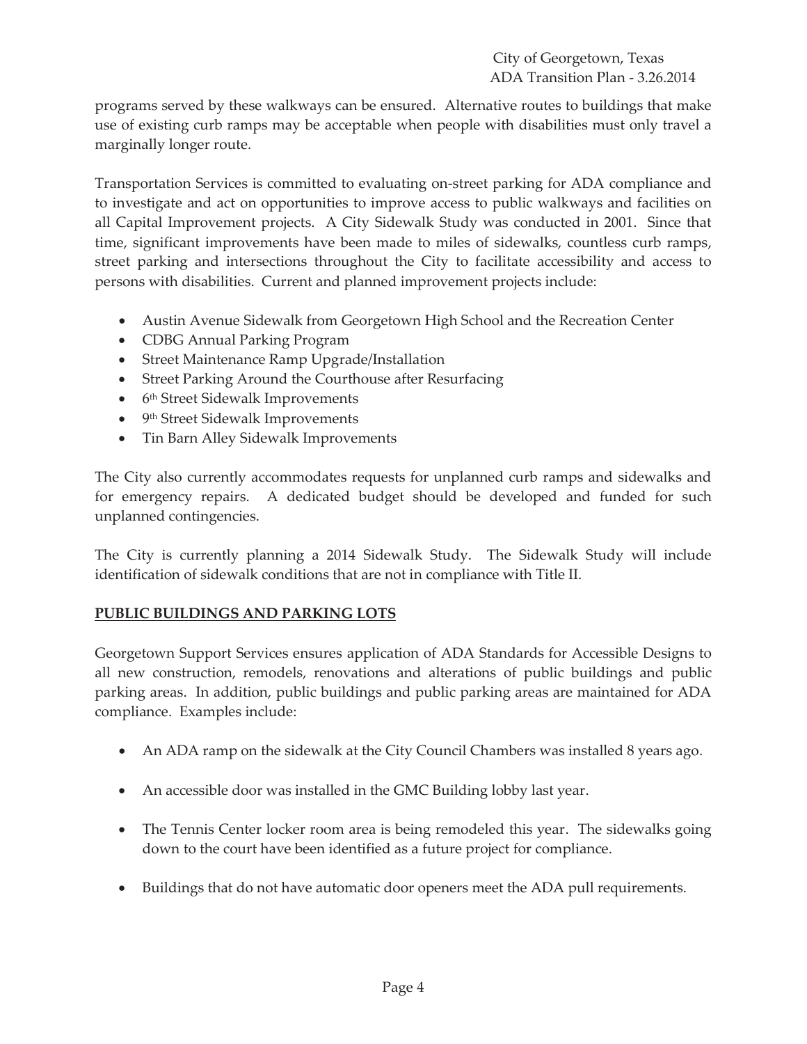programs served by these walkways can be ensured. Alternative routes to buildings that make use of existing curb ramps may be acceptable when people with disabilities must only travel a marginally longer route.

Transportation Services is committed to evaluating on-street parking for ADA compliance and to investigate and act on opportunities to improve access to public walkways and facilities on all Capital Improvement projects. A City Sidewalk Study was conducted in 2001. Since that time, significant improvements have been made to miles of sidewalks, countless curb ramps, street parking and intersections throughout the City to facilitate accessibility and access to persons with disabilities. Current and planned improvement projects include:

- Austin Avenue Sidewalk from Georgetown High School and the Recreation Center
- CDBG Annual Parking Program
- Street Maintenance Ramp Upgrade/Installation
- Street Parking Around the Courthouse after Resurfacing
- 6th Street Sidewalk Improvements
- 9th Street Sidewalk Improvements
- Tin Barn Alley Sidewalk Improvements

The City also currently accommodates requests for unplanned curb ramps and sidewalks and for emergency repairs. A dedicated budget should be developed and funded for such unplanned contingencies.

The City is currently planning a 2014 Sidewalk Study. The Sidewalk Study will include identification of sidewalk conditions that are not in compliance with Title II.

## PUBLIC BUILDINGS AND PARKING LOTS

Georgetown Support Services ensures application of ADA Standards for Accessible Designs to all new construction, remodels, renovations and alterations of public buildings and public parking areas. In addition, public buildings and public parking areas are maintained for ADA compliance. Examples include:

- An ADA ramp on the sidewalk at the City Council Chambers was installed 8 years ago.
- An accessible door was installed in the GMC Building lobby last year.
- The Tennis Center locker room area is being remodeled this year. The sidewalks going down to the court have been identified as a future project for compliance.
- Buildings that do not have automatic door openers meet the ADA pull requirements.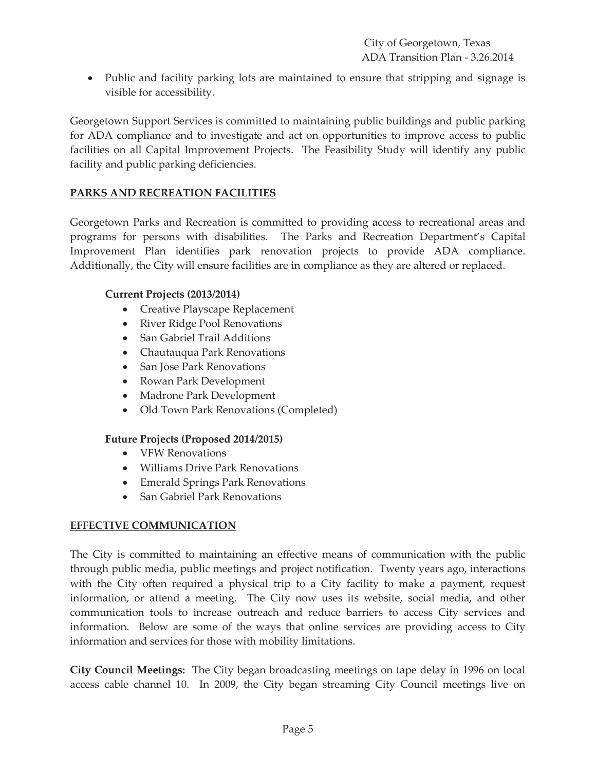- Public and facility parking lots are maintained to ensure that stripping and signage is visible for accessibility.

Georgetown Support Services is committed to maintaining public buildings and public parking for ADA compliance and to investigate and act on opportunities to improve access to public facilities on all Capital Improvement Projects. The Feasibility Study will identify any public facility and public parking deficiencies.

## PARKS AND RECREATION FACILITIES

Georgetown Parks and Recreation is committed to providing access to recreational areas and programs for persons with disabilities. The Parks and Recreation Department's Capital Improvement Plan identifies park renovation projects to provide ADA compliance. Additionally, the City will ensure facilities are in compliance as they are altered or replaced.

**Current Projects (2013/2014)**

- Creative Playscape Replacement
- River Ridge Pool Renovations
- San Gabriel Trail Additions
- Chautauqua Park Renovations
- San Jose Park Renovations
- Rowan Park Development
- Madrone Park Development
- Old Town Park Renovations (Completed)

**Future Projects (Proposed 2014/2015)**

- VFW Renovations
- Williams Drive Park Renovations
- Emerald Springs Park Renovations
- San Gabriel Park Renovations

## EFFECTIVE COMMUNICATION

The City is committed to maintaining an effective means of communication with the public through public media, public meetings and project notification. Twenty years ago, interactions with the City often required a physical trip to a City facility to make a payment, request information, or attend a meeting. The City now uses its website, social media, and other communication tools to increase outreach and reduce barriers to access City services and information. Below are some of the ways that online services are providing access to City information and services for those with mobility limitations.

**City Council Meetings:** The City began broadcasting meetings on tape delay in 1996 on local access cable channel 10. In 2009, the City began streaming City Council meetings live on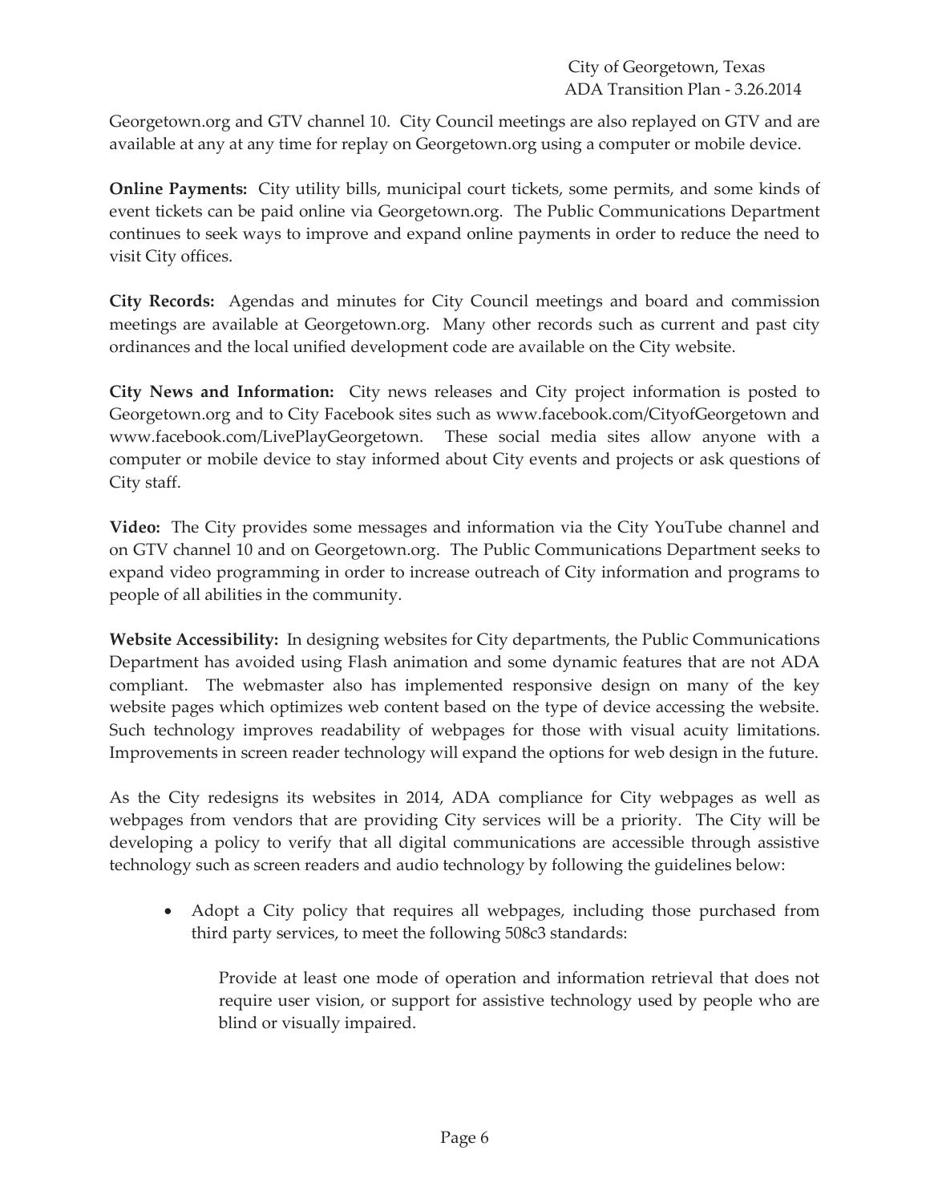Georgetown.org and GTV channel 10. City Council meetings are also replayed on GTV and are available at any at any time for replay on Georgetown.org using a computer or mobile device.

**Online Payments:** City utility bills, municipal court tickets, some permits, and some kinds of event tickets can be paid online via Georgetown.org. The Public Communications Department continues to seek ways to improve and expand online payments in order to reduce the need to visit City offices.

**City Records:** Agendas and minutes for City Council meetings and board and commission meetings are available at Georgetown.org. Many other records such as current and past city ordinances and the local unified development code are available on the City website.

**City News and Information:** City news releases and City project information is posted to Georgetown.org and to City Facebook sites such as www.facebook.com/CityofGeorgetown and www.facebook.com/LivePlayGeorgetown. These social media sites allow anyone with a computer or mobile device to stay informed about City events and projects or ask questions of City staff.

**Video:** The City provides some messages and information via the City YouTube channel and on GTV channel 10 and on Georgetown.org. The Public Communications Department seeks to expand video programming in order to increase outreach of City information and programs to people of all abilities in the community.

**Website Accessibility:** In designing websites for City departments, the Public Communications Department has avoided using Flash animation and some dynamic features that are not ADA compliant. The webmaster also has implemented responsive design on many of the key website pages which optimizes web content based on the type of device accessing the website. Such technology improves readability of webpages for those with visual acuity limitations. Improvements in screen reader technology will expand the options for web design in the future.

As the City redesigns its websites in 2014, ADA compliance for City webpages as well as webpages from vendors that are providing City services will be a priority. The City will be developing a policy to verify that all digital communications are accessible through assistive technology such as screen readers and audio technology by following the guidelines below:

- Adopt a City policy that requires all webpages, including those purchased from third party services, to meet the following 508c3 standards:

  Provide at least one mode of operation and information retrieval that does not require user vision, or support for assistive technology used by people who are blind or visually impaired.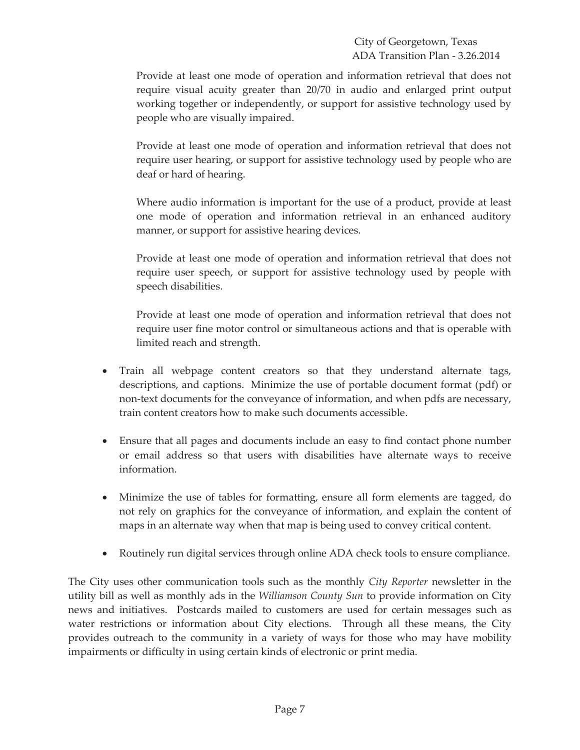Provide at least one mode of operation and information retrieval that does not require visual acuity greater than 20/70 in audio and enlarged print output working together or independently, or support for assistive technology used by people who are visually impaired.

Provide at least one mode of operation and information retrieval that does not require user hearing, or support for assistive technology used by people who are deaf or hard of hearing.

Where audio information is important for the use of a product, provide at least one mode of operation and information retrieval in an enhanced auditory manner, or support for assistive hearing devices.

Provide at least one mode of operation and information retrieval that does not require user speech, or support for assistive technology used by people with speech disabilities.

Provide at least one mode of operation and information retrieval that does not require user fine motor control or simultaneous actions and that is operable with limited reach and strength.

- Train all webpage content creators so that they understand alternate tags, descriptions, and captions. Minimize the use of portable document format (pdf) or non-text documents for the conveyance of information, and when pdfs are necessary, train content creators how to make such documents accessible.

- Ensure that all pages and documents include an easy to find contact phone number or email address so that users with disabilities have alternate ways to receive information.

- Minimize the use of tables for formatting, ensure all form elements are tagged, do not rely on graphics for the conveyance of information, and explain the content of maps in an alternate way when that map is being used to convey critical content.

- Routinely run digital services through online ADA check tools to ensure compliance.

The City uses other communication tools such as the monthly *City Reporter* newsletter in the utility bill as well as monthly ads in the *Williamson County Sun* to provide information on City news and initiatives. Postcards mailed to customers are used for certain messages such as water restrictions or information about City elections. Through all these means, the City provides outreach to the community in a variety of ways for those who may have mobility impairments or difficulty in using certain kinds of electronic or print media.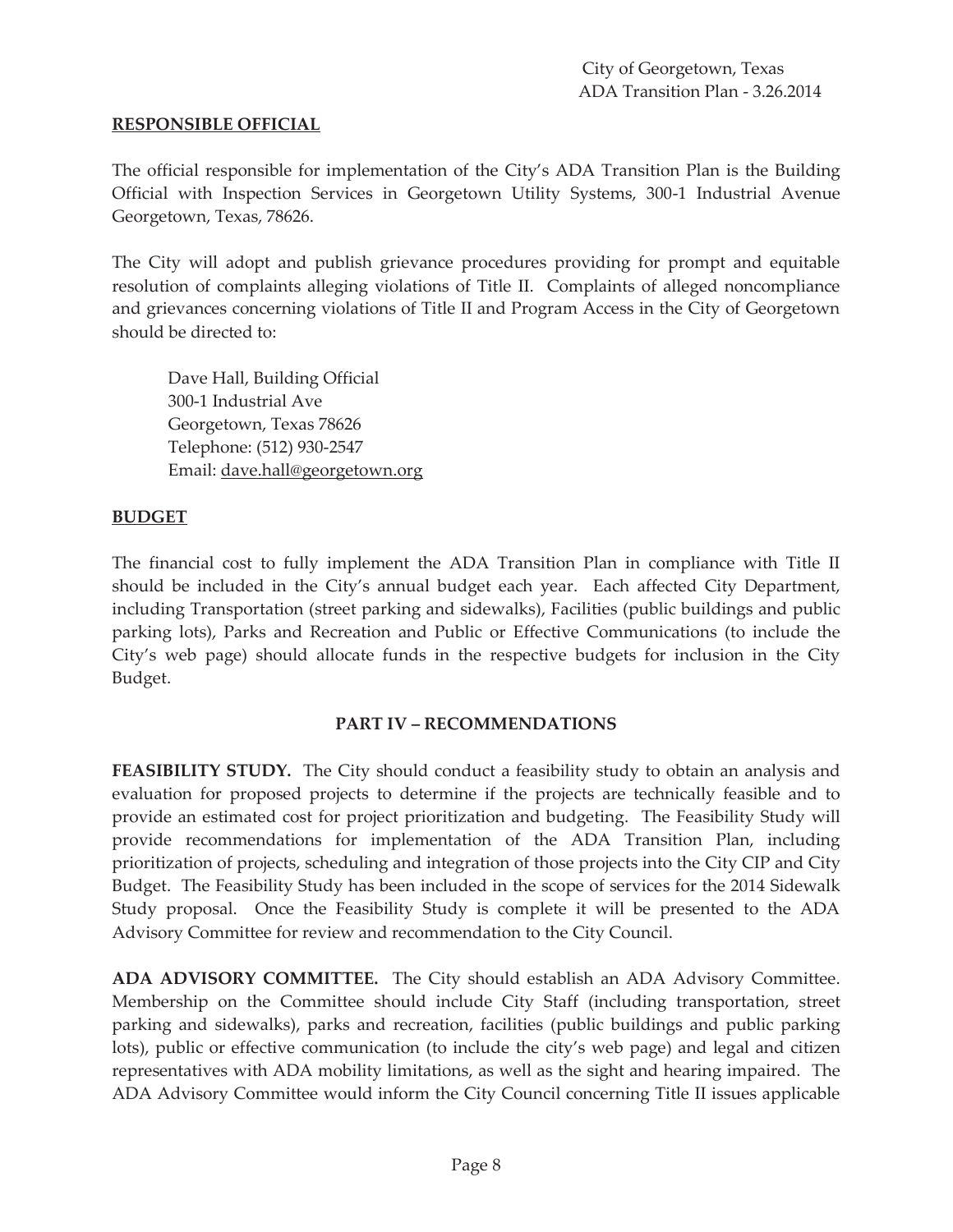**RESPONSIBLE OFFICIAL**

The official responsible for implementation of the City's ADA Transition Plan is the Building Official with Inspection Services in Georgetown Utility Systems, 300-1 Industrial Avenue Georgetown, Texas, 78626.

The City will adopt and publish grievance procedures providing for prompt and equitable resolution of complaints alleging violations of Title II. Complaints of alleged noncompliance and grievances concerning violations of Title II and Program Access in the City of Georgetown should be directed to:

Dave Hall, Building Official
300-1 Industrial Ave
Georgetown, Texas 78626
Telephone: (512) 930-2547
Email: dave.hall@georgetown.org

**BUDGET**

The financial cost to fully implement the ADA Transition Plan in compliance with Title II should be included in the City's annual budget each year. Each affected City Department, including Transportation (street parking and sidewalks), Facilities (public buildings and public parking lots), Parks and Recreation and Public or Effective Communications (to include the City's web page) should allocate funds in the respective budgets for inclusion in the City Budget.

## PART IV – RECOMMENDATIONS

**FEASIBILITY STUDY.** The City should conduct a feasibility study to obtain an analysis and evaluation for proposed projects to determine if the projects are technically feasible and to provide an estimated cost for project prioritization and budgeting. The Feasibility Study will provide recommendations for implementation of the ADA Transition Plan, including prioritization of projects, scheduling and integration of those projects into the City CIP and City Budget. The Feasibility Study has been included in the scope of services for the 2014 Sidewalk Study proposal. Once the Feasibility Study is complete it will be presented to the ADA Advisory Committee for review and recommendation to the City Council.

**ADA ADVISORY COMMITTEE.** The City should establish an ADA Advisory Committee. Membership on the Committee should include City Staff (including transportation, street parking and sidewalks), parks and recreation, facilities (public buildings and public parking lots), public or effective communication (to include the city's web page) and legal and citizen representatives with ADA mobility limitations, as well as the sight and hearing impaired. The ADA Advisory Committee would inform the City Council concerning Title II issues applicable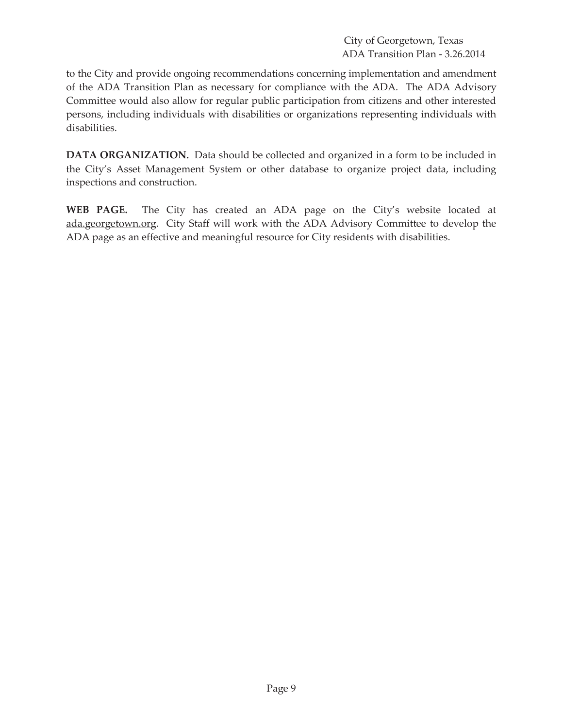to the City and provide ongoing recommendations concerning implementation and amendment of the ADA Transition Plan as necessary for compliance with the ADA. The ADA Advisory Committee would also allow for regular public participation from citizens and other interested persons, including individuals with disabilities or organizations representing individuals with disabilities.

**DATA ORGANIZATION.** Data should be collected and organized in a form to be included in the City's Asset Management System or other database to organize project data, including inspections and construction.

**WEB PAGE.** The City has created an ADA page on the City's website located at ada.georgetown.org. City Staff will work with the ADA Advisory Committee to develop the ADA page as an effective and meaningful resource for City residents with disabilities.